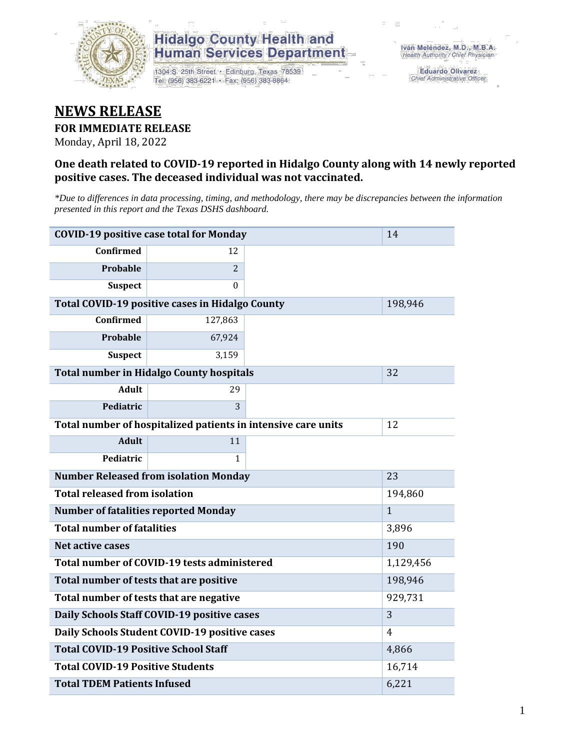Hidalgo County Health and Human Services Department

1304 S. 25th Street • Edinburg, Texas 78539
Tel: (956) 383-6221 • Fax: (956) 383-8864

Iván Meléndez, M.D., M.B.A.
*Health Authority / Chief Physician*

Eduardo Olivarez
*Chief Administrative Officer*

# NEWS RELEASE

**FOR IMMEDIATE RELEASE**

Monday, April 18, 2022

### One death related to COVID-19 reported in Hidalgo County along with 14 newly reported positive cases. The deceased individual was not vaccinated.

*\*Due to differences in data processing, timing, and methodology, there may be discrepancies between the information presented in this report and the Texas DSHS dashboard.*

| COVID-19 positive case total for Monday | | 14 |
|---|---|---|
| Confirmed | 12 | |
| Probable | 2 | |
| Suspect | 0 | |
| **Total COVID-19 positive cases in Hidalgo County** | | 198,946 |
| Confirmed | 127,863 | |
| Probable | 67,924 | |
| Suspect | 3,159 | |
| **Total number in Hidalgo County hospitals** | | 32 |
| Adult | 29 | |
| Pediatric | 3 | |
| **Total number of hospitalized patients in intensive care units** | | 12 |
| Adult | 11 | |
| Pediatric | 1 | |
| **Number Released from isolation Monday** | | 23 |
| **Total released from isolation** | | 194,860 |
| **Number of fatalities reported Monday** | | 1 |
| **Total number of fatalities** | | 3,896 |
| **Net active cases** | | 190 |
| **Total number of COVID-19 tests administered** | | 1,129,456 |
| **Total number of tests that are positive** | | 198,946 |
| **Total number of tests that are negative** | | 929,731 |
| **Daily Schools Staff COVID-19 positive cases** | | 3 |
| **Daily Schools Student COVID-19 positive cases** | | 4 |
| **Total COVID-19 Positive School Staff** | | 4,866 |
| **Total COVID-19 Positive Students** | | 16,714 |
| **Total TDEM Patients Infused** | | 6,221 |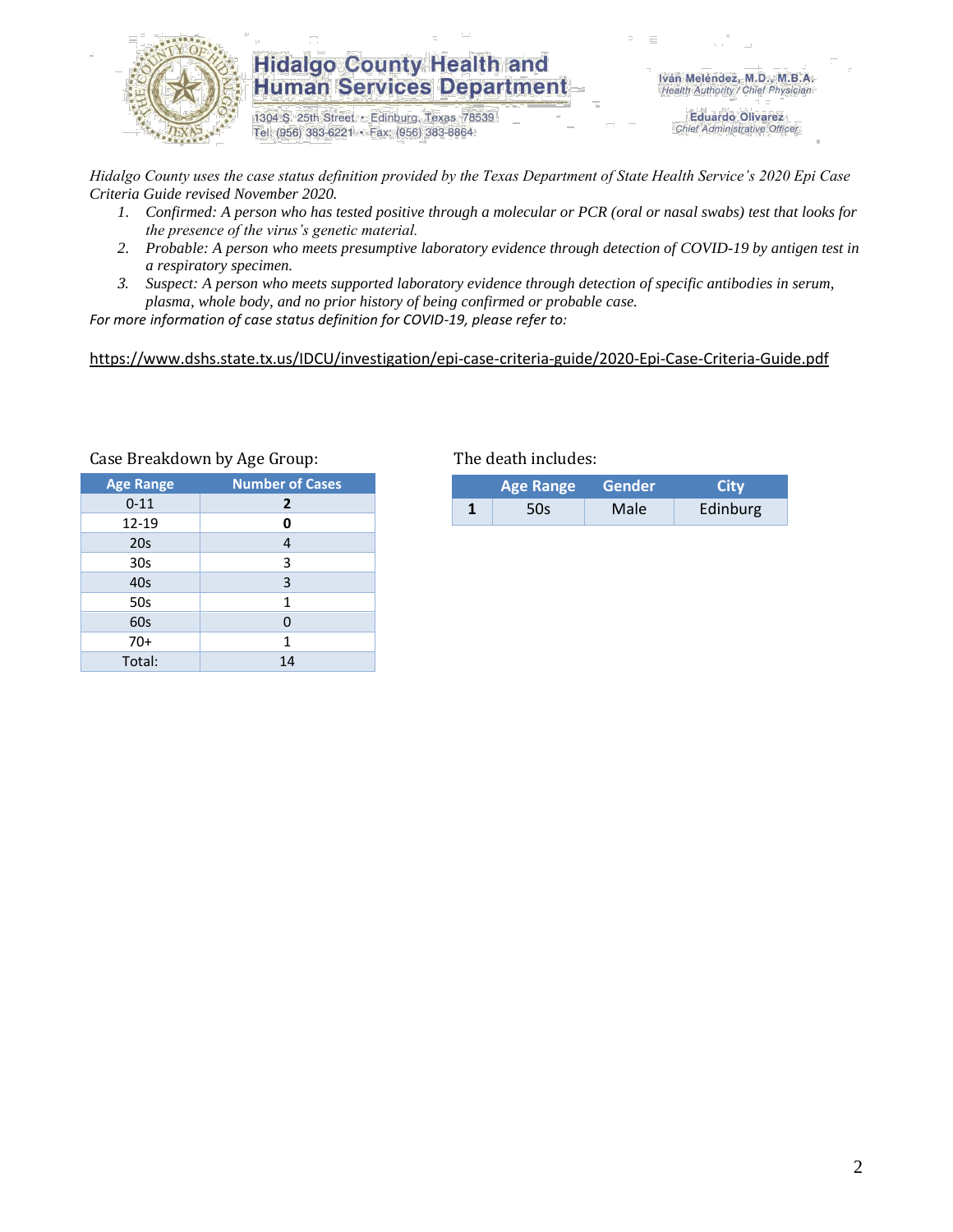# Hidalgo County Health and Human Services Department

1304 S. 25th Street • Edinburg, Texas 78539
Tel: (956) 383-6221 • Fax: (956) 383-8864

Iván Meléndez, M.D., M.B.A.
*Health Authority / Chief Physician*

Eduardo Olivarez
*Chief Administrative Officer*

*Hidalgo County uses the case status definition provided by the Texas Department of State Health Service's 2020 Epi Case Criteria Guide revised November 2020.*

1. *Confirmed: A person who has tested positive through a molecular or PCR (oral or nasal swabs) test that looks for the presence of the virus's genetic material.*
2. *Probable: A person who meets presumptive laboratory evidence through detection of COVID-19 by antigen test in a respiratory specimen.*
3. *Suspect: A person who meets supported laboratory evidence through detection of specific antibodies in serum, plasma, whole body, and no prior history of being confirmed or probable case.*

*For more information of case status definition for COVID-19, please refer to:*

https://www.dshs.state.tx.us/IDCU/investigation/epi-case-criteria-guide/2020-Epi-Case-Criteria-Guide.pdf

Case Breakdown by Age Group:

| Age Range | Number of Cases |
|---|---|
| 0-11 | **2** |
| 12-19 | **0** |
| 20s | 4 |
| 30s | 3 |
| 40s | 3 |
| 50s | 1 |
| 60s | 0 |
| 70+ | 1 |
| Total: | 14 |

The death includes:

| | Age Range | Gender | City |
|---|---|---|---|
| **1** | 50s | Male | Edinburg |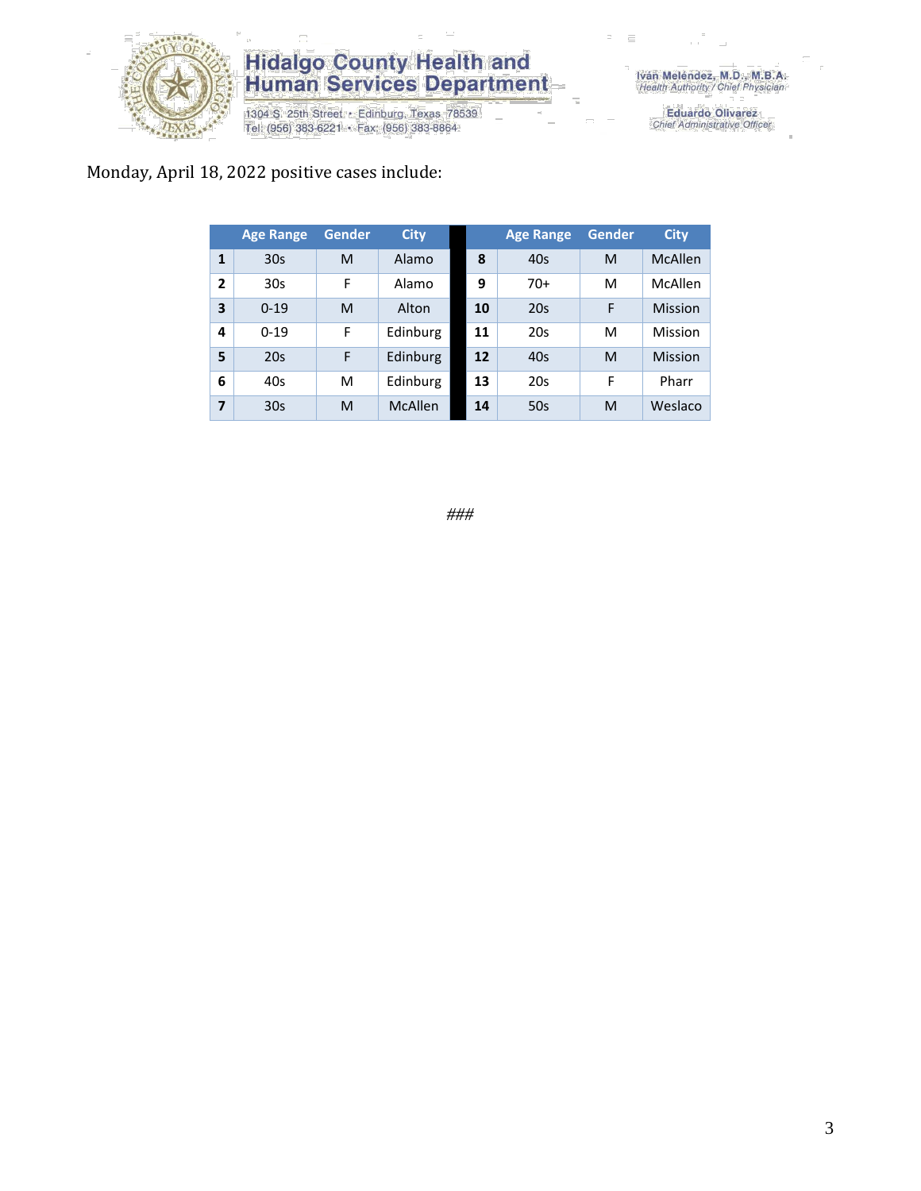Hidalgo County Health and Human Services Department
1304 S. 25th Street • Edinburg, Texas 78539
Tel: (956) 383-6221 • Fax: (956) 383-8864

Iván Meléndez, M.D., M.B.A.
Health Authority / Chief Physician

Eduardo Olivarez
Chief Administrative Officer

Monday, April 18, 2022 positive cases include:

| | Age Range | Gender | City | | Age Range | Gender | City |
|---|---|---|---|---|---|---|---|
| **1** | 30s | M | Alamo | **8** | 40s | M | McAllen |
| **2** | 30s | F | Alamo | **9** | 70+ | M | McAllen |
| **3** | 0-19 | M | Alton | **10** | 20s | F | Mission |
| **4** | 0-19 | F | Edinburg | **11** | 20s | M | Mission |
| **5** | 20s | F | Edinburg | **12** | 40s | M | Mission |
| **6** | 40s | M | Edinburg | **13** | 20s | F | Pharr |
| **7** | 30s | M | McAllen | **14** | 50s | M | Weslaco |

###